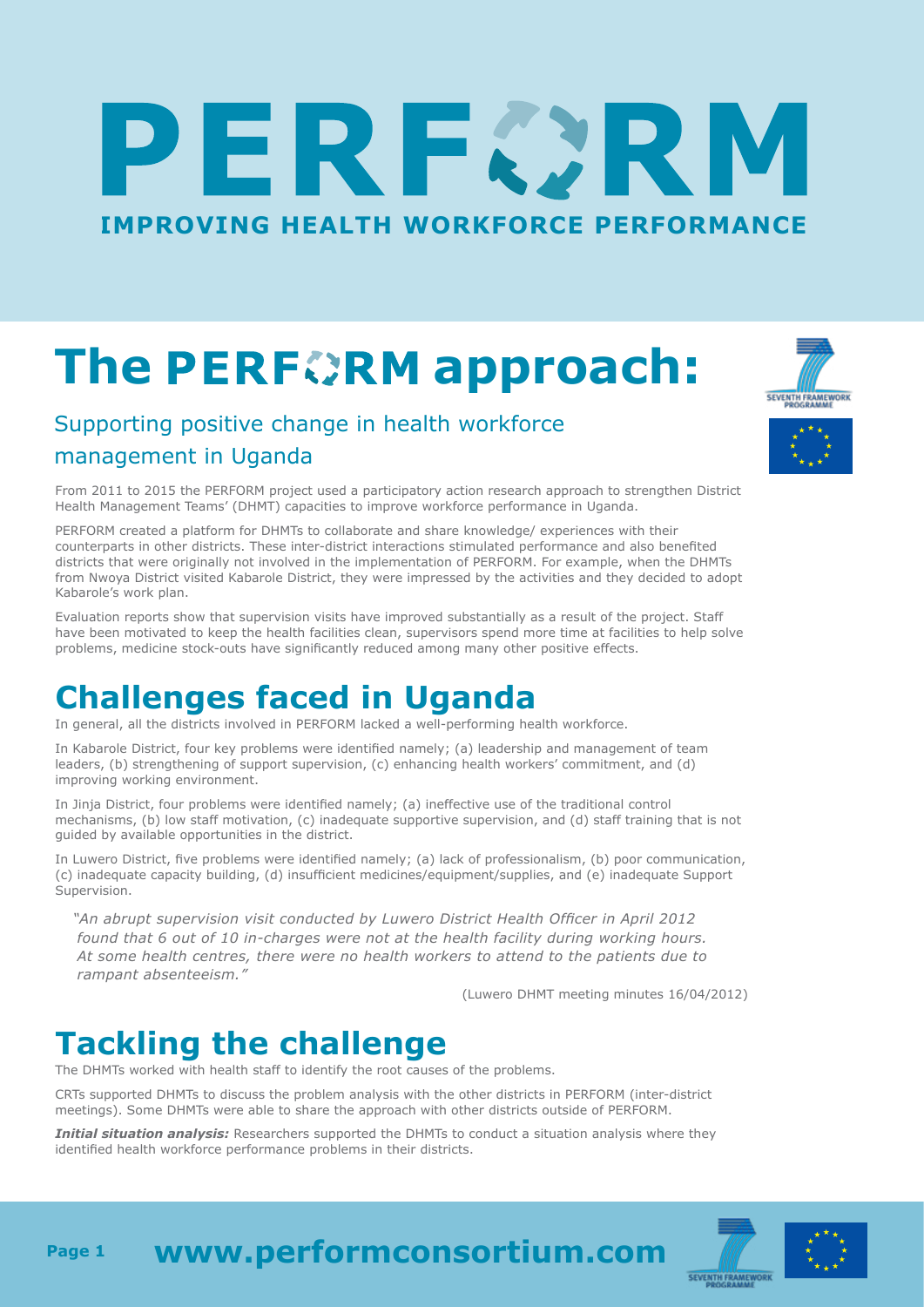# PERFORM

**IMPROVING HEALTH WORKFORCE PERFORMANCE**

# The PERFORM approach:

## Supporting positive change in health workforce management in Uganda

From 2011 to 2015 the PERFORM project used a participatory action research approach to strengthen District Health Management Teams' (DHMT) capacities to improve workforce performance in Uganda.

PERFORM created a platform for DHMTs to collaborate and share knowledge/ experiences with their counterparts in other districts. These inter-district interactions stimulated performance and also benefited districts that were originally not involved in the implementation of PERFORM. For example, when the DHMTs from Nwoya District visited Kabarole District, they were impressed by the activities and they decided to adopt Kabarole's work plan.

Evaluation reports show that supervision visits have improved substantially as a result of the project. Staff have been motivated to keep the health facilities clean, supervisors spend more time at facilities to help solve problems, medicine stock-outs have significantly reduced among many other positive effects.

# Challenges faced in Uganda

In general, all the districts involved in PERFORM lacked a well-performing health workforce.

In Kabarole District, four key problems were identified namely; (a) leadership and management of team leaders, (b) strengthening of support supervision, (c) enhancing health workers' commitment, and (d) improving working environment.

In Jinja District, four problems were identified namely; (a) ineffective use of the traditional control mechanisms, (b) low staff motivation, (c) inadequate supportive supervision, and (d) staff training that is not guided by available opportunities in the district.

In Luwero District, five problems were identified namely; (a) lack of professionalism, (b) poor communication, (c) inadequate capacity building, (d) insufficient medicines/equipment/supplies, and (e) inadequate Support Supervision.

> *"An abrupt supervision visit conducted by Luwero District Health Officer in April 2012 found that 6 out of 10 in-charges were not at the health facility during working hours. At some health centres, there were no health workers to attend to the patients due to rampant absenteeism."*
>
> (Luwero DHMT meeting minutes 16/04/2012)

# Tackling the challenge

The DHMTs worked with health staff to identify the root causes of the problems.

CRTs supported DHMTs to discuss the problem analysis with the other districts in PERFORM (inter-district meetings). Some DHMTs were able to share the approach with other districts outside of PERFORM.

***Initial situation analysis:*** Researchers supported the DHMTs to conduct a situation analysis where they identified health workforce performance problems in their districts.

**www.performconsortium.com**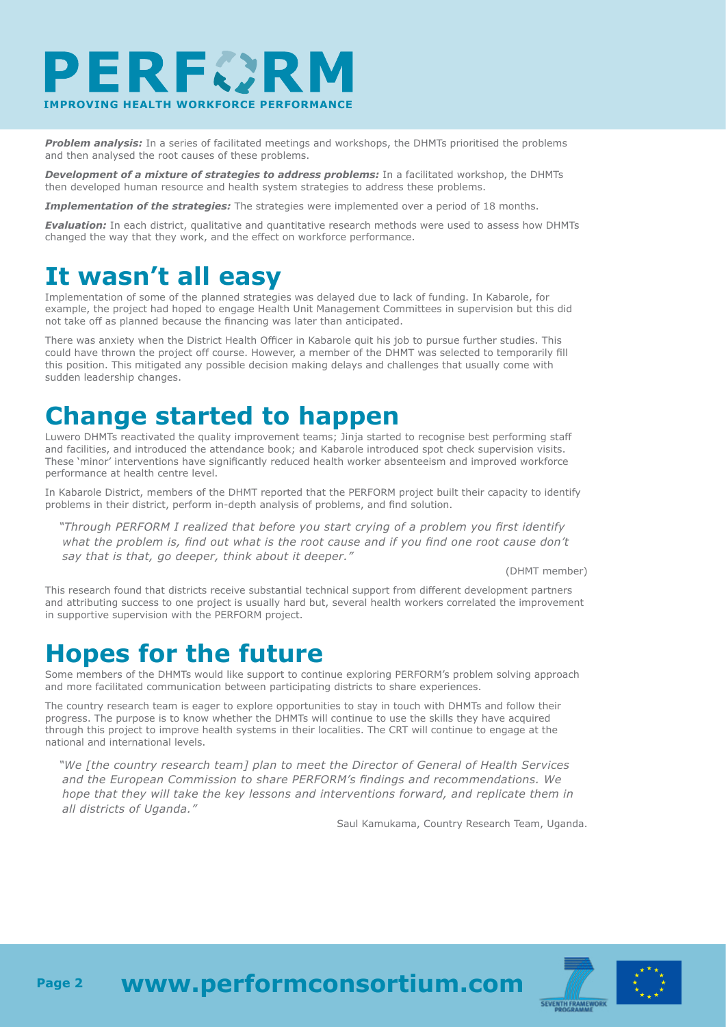***Problem analysis:*** In a series of facilitated meetings and workshops, the DHMTs prioritised the problems and then analysed the root causes of these problems.

***Development of a mixture of strategies to address problems:*** In a facilitated workshop, the DHMTs then developed human resource and health system strategies to address these problems.

***Implementation of the strategies:*** The strategies were implemented over a period of 18 months.

***Evaluation:*** In each district, qualitative and quantitative research methods were used to assess how DHMTs changed the way that they work, and the effect on workforce performance.

# It wasn't all easy

Implementation of some of the planned strategies was delayed due to lack of funding. In Kabarole, for example, the project had hoped to engage Health Unit Management Committees in supervision but this did not take off as planned because the financing was later than anticipated.

There was anxiety when the District Health Officer in Kabarole quit his job to pursue further studies. This could have thrown the project off course. However, a member of the DHMT was selected to temporarily fill this position. This mitigated any possible decision making delays and challenges that usually come with sudden leadership changes.

# Change started to happen

Luwero DHMTs reactivated the quality improvement teams; Jinja started to recognise best performing staff and facilities, and introduced the attendance book; and Kabarole introduced spot check supervision visits. These 'minor' interventions have significantly reduced health worker absenteeism and improved workforce performance at health centre level.

In Kabarole District, members of the DHMT reported that the PERFORM project built their capacity to identify problems in their district, perform in-depth analysis of problems, and find solution.

> *"Through PERFORM I realized that before you start crying of a problem you first identify what the problem is, find out what is the root cause and if you find one root cause don't say that is that, go deeper, think about it deeper."*
>
> (DHMT member)

This research found that districts receive substantial technical support from different development partners and attributing success to one project is usually hard but, several health workers correlated the improvement in supportive supervision with the PERFORM project.

# Hopes for the future

Some members of the DHMTs would like support to continue exploring PERFORM's problem solving approach and more facilitated communication between participating districts to share experiences.

The country research team is eager to explore opportunities to stay in touch with DHMTs and follow their progress. The purpose is to know whether the DHMTs will continue to use the skills they have acquired through this project to improve health systems in their localities. The CRT will continue to engage at the national and international levels.

> *"We [the country research team] plan to meet the Director of General of Health Services and the European Commission to share PERFORM's findings and recommendations. We hope that they will take the key lessons and interventions forward, and replicate them in all districts of Uganda."*
>
> Saul Kamukama, Country Research Team, Uganda.

**www.performconsortium.com**